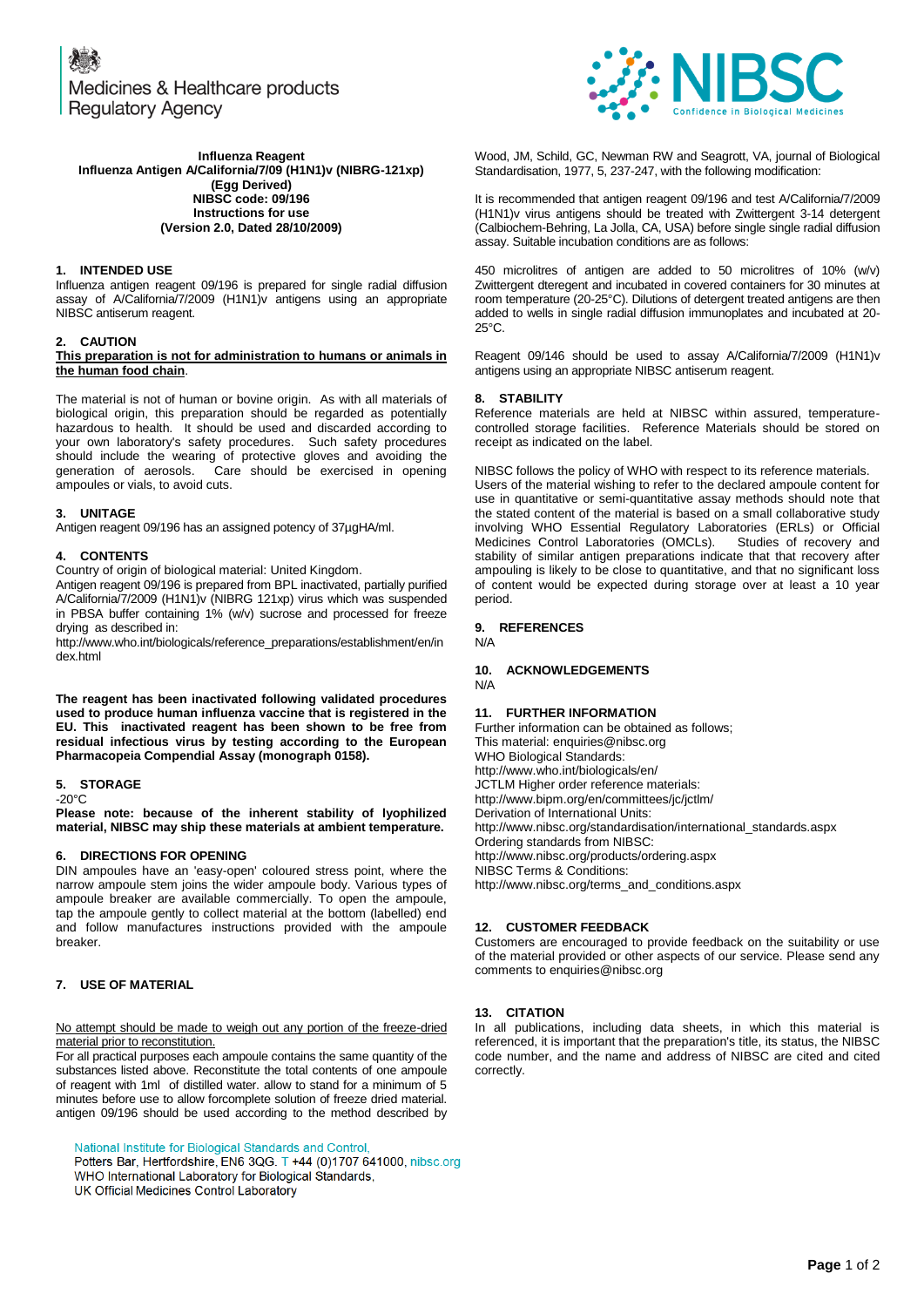Medicines & Healthcare products Regulatory Agency

NIBSC
Confidence in Biological Medicines

**Influenza Reagent**
**Influenza Antigen A/California/7/09 (H1N1)v (NIBRG-121xp)**
**(Egg Derived)**
**NIBSC code: 09/196**
**Instructions for use**
**(Version 2.0, Dated 28/10/2009)**

## 1. INTENDED USE

Influenza antigen reagent 09/196 is prepared for single radial diffusion assay of A/California/7/2009 (H1N1)v antigens using an appropriate NIBSC antiserum reagent.

## 2. CAUTION

**This preparation is not for administration to humans or animals in the human food chain**.

The material is not of human or bovine origin. As with all materials of biological origin, this preparation should be regarded as potentially hazardous to health. It should be used and discarded according to your own laboratory's safety procedures. Such safety procedures should include the wearing of protective gloves and avoiding the generation of aerosols. Care should be exercised in opening ampoules or vials, to avoid cuts.

## 3. UNITAGE

Antigen reagent 09/196 has an assigned potency of 37µgHA/ml.

## 4. CONTENTS

Country of origin of biological material: United Kingdom.
Antigen reagent 09/196 is prepared from BPL inactivated, partially purified A/California/7/2009 (H1N1)v (NIBRG 121xp) virus which was suspended in PBSA buffer containing 1% (w/v) sucrose and processed for freeze drying as described in:
http://www.who.int/biologicals/reference_preparations/establishment/en/index.html

**The reagent has been inactivated following validated procedures used to produce human influenza vaccine that is registered in the EU. This inactivated reagent has been shown to be free from residual infectious virus by testing according to the European Pharmacopeia Compendial Assay (monograph 0158).**

## 5. STORAGE

-20°C
**Please note: because of the inherent stability of lyophilized material, NIBSC may ship these materials at ambient temperature.**

## 6. DIRECTIONS FOR OPENING

DIN ampoules have an 'easy-open' coloured stress point, where the narrow ampoule stem joins the wider ampoule body. Various types of ampoule breaker are available commercially. To open the ampoule, tap the ampoule gently to collect material at the bottom (labelled) end and follow manufactures instructions provided with the ampoule breaker.

## 7. USE OF MATERIAL

No attempt should be made to weigh out any portion of the freeze-dried material prior to reconstitution.
For all practical purposes each ampoule contains the same quantity of the substances listed above. Reconstitute the total contents of one ampoule of reagent with 1ml of distilled water. allow to stand for a minimum of 5 minutes before use to allow forcomplete solution of freeze dried material. antigen 09/196 should be used according to the method described by Wood, JM, Schild, GC, Newman RW and Seagrott, VA, journal of Biological Standardisation, 1977, 5, 237-247, with the following modification:

It is recommended that antigen reagent 09/196 and test A/California/7/2009 (H1N1)v virus antigens should be treated with Zwittergent 3-14 detergent (Calbiochem-Behring, La Jolla, CA, USA) before single single radial diffusion assay. Suitable incubation conditions are as follows:

450 microlitres of antigen are added to 50 microlitres of 10% (w/v) Zwittergent dteregent and incubated in covered containers for 30 minutes at room temperature (20-25°C). Dilutions of detergent treated antigens are then added to wells in single radial diffusion immunoplates and incubated at 20-25°C.

Reagent 09/146 should be used to assay A/California/7/2009 (H1N1)v antigens using an appropriate NIBSC antiserum reagent.

## 8. STABILITY

Reference materials are held at NIBSC within assured, temperature-controlled storage facilities. Reference Materials should be stored on receipt as indicated on the label.

NIBSC follows the policy of WHO with respect to its reference materials. Users of the material wishing to refer to the declared ampoule content for use in quantitative or semi-quantitative assay methods should note that the stated content of the material is based on a small collaborative study involving WHO Essential Regulatory Laboratories (ERLs) or Official Medicines Control Laboratories (OMCLs). Studies of recovery and stability of similar antigen preparations indicate that that recovery after ampouling is likely to be close to quantitative, and that no significant loss of content would be expected during storage over at least a 10 year period.

## 9. REFERENCES

N/A

## 10. ACKNOWLEDGEMENTS

N/A

## 11. FURTHER INFORMATION

Further information can be obtained as follows;
This material: enquiries@nibsc.org
WHO Biological Standards:
http://www.who.int/biologicals/en/
JCTLM Higher order reference materials:
http://www.bipm.org/en/committees/jc/jctlm/
Derivation of International Units:
http://www.nibsc.org/standardisation/international_standards.aspx
Ordering standards from NIBSC:
http://www.nibsc.org/products/ordering.aspx
NIBSC Terms & Conditions:
http://www.nibsc.org/terms_and_conditions.aspx

## 12. CUSTOMER FEEDBACK

Customers are encouraged to provide feedback on the suitability or use of the material provided or other aspects of our service. Please send any comments to enquiries@nibsc.org

## 13. CITATION

In all publications, including data sheets, in which this material is referenced, it is important that the preparation's title, its status, the NIBSC code number, and the name and address of NIBSC are cited and cited correctly.

National Institute for Biological Standards and Control,
Potters Bar, Hertfordshire, EN6 3QG. T +44 (0)1707 641000, nibsc.org
WHO International Laboratory for Biological Standards,
UK Official Medicines Control Laboratory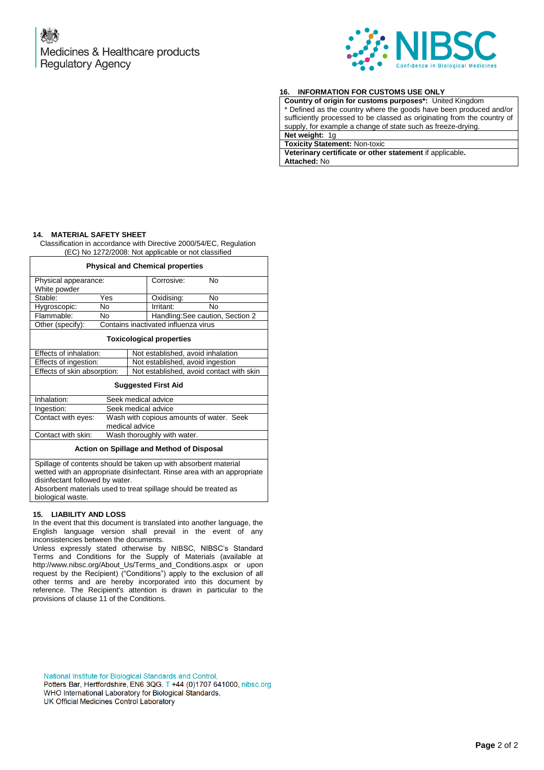Medicines & Healthcare products Regulatory Agency

NIBSC
Confidence in Biological Medicines

## 16. INFORMATION FOR CUSTOMS USE ONLY

| |
|---|
| **Country of origin for customs purposes\*:** United Kingdom<br>\* Defined as the country where the goods have been produced and/or sufficiently processed to be classed as originating from the country of supply, for example a change of state such as freeze-drying. |
| **Net weight:** 1g |
| **Toxicity Statement:** Non-toxic |
| **Veterinary certificate or other statement** if applicable.<br>**Attached:** No |

## 14. MATERIAL SAFETY SHEET

Classification in accordance with Directive 2000/54/EC, Regulation (EC) No 1272/2008: Not applicable or not classified

**Physical and Chemical properties**

| | | | |
|---|---|---|---|
| Physical appearance: White powder | | Corrosive: | No |
| Stable: | Yes | Oxidising: | No |
| Hygroscopic: | No | Irritant: | No |
| Flammable: | No | Handling: See caution, Section 2 | |
| Other (specify): | Contains inactivated influenza virus | | |

**Toxicological properties**

| | |
|---|---|
| Effects of inhalation: | Not established, avoid inhalation |
| Effects of ingestion: | Not established, avoid ingestion |
| Effects of skin absorption: | Not established, avoid contact with skin |

**Suggested First Aid**

| | |
|---|---|
| Inhalation: | Seek medical advice |
| Ingestion: | Seek medical advice |
| Contact with eyes: | Wash with copious amounts of water. Seek medical advice |
| Contact with skin: | Wash thoroughly with water. |

**Action on Spillage and Method of Disposal**

Spillage of contents should be taken up with absorbent material wetted with an appropriate disinfectant. Rinse area with an appropriate disinfectant followed by water.
Absorbent materials used to treat spillage should be treated as biological waste.

## 15. LIABILITY AND LOSS

In the event that this document is translated into another language, the English language version shall prevail in the event of any inconsistencies between the documents.
Unless expressly stated otherwise by NIBSC, NIBSC's Standard Terms and Conditions for the Supply of Materials (available at http://www.nibsc.org/About_Us/Terms_and_Conditions.aspx or upon request by the Recipient) ("Conditions") apply to the exclusion of all other terms and are hereby incorporated into this document by reference. The Recipient's attention is drawn in particular to the provisions of clause 11 of the Conditions.

National Institute for Biological Standards and Control,
Potters Bar, Hertfordshire, EN6 3QG. T +44 (0)1707 641000, nibsc.org
WHO International Laboratory for Biological Standards,
UK Official Medicines Control Laboratory